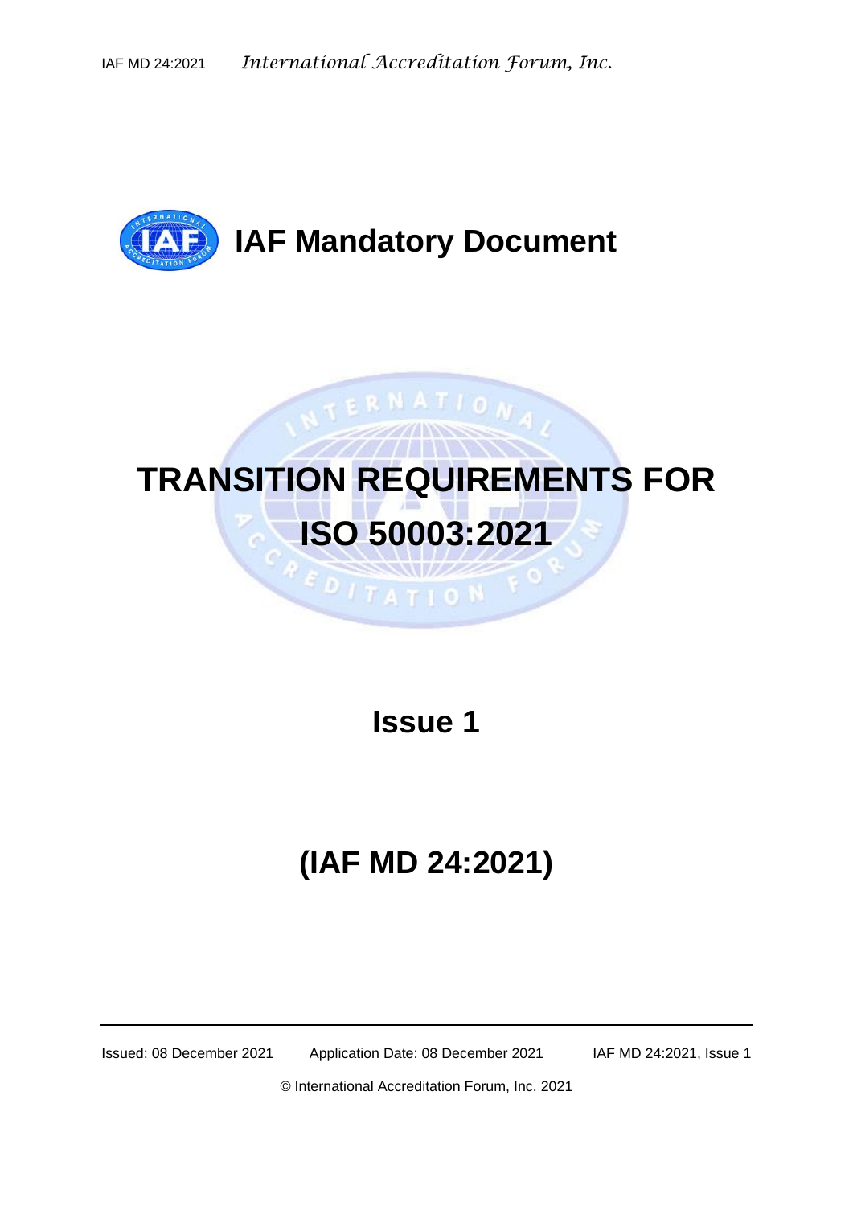# IAF Mandatory Document

# TRANSITION REQUIREMENTS FOR ISO 50003:2021

## Issue 1

## (IAF MD 24:2021)

Issued: 08 December 2021 Application Date: 08 December 2021 IAF MD 24:2021, Issue 1

© International Accreditation Forum, Inc. 2021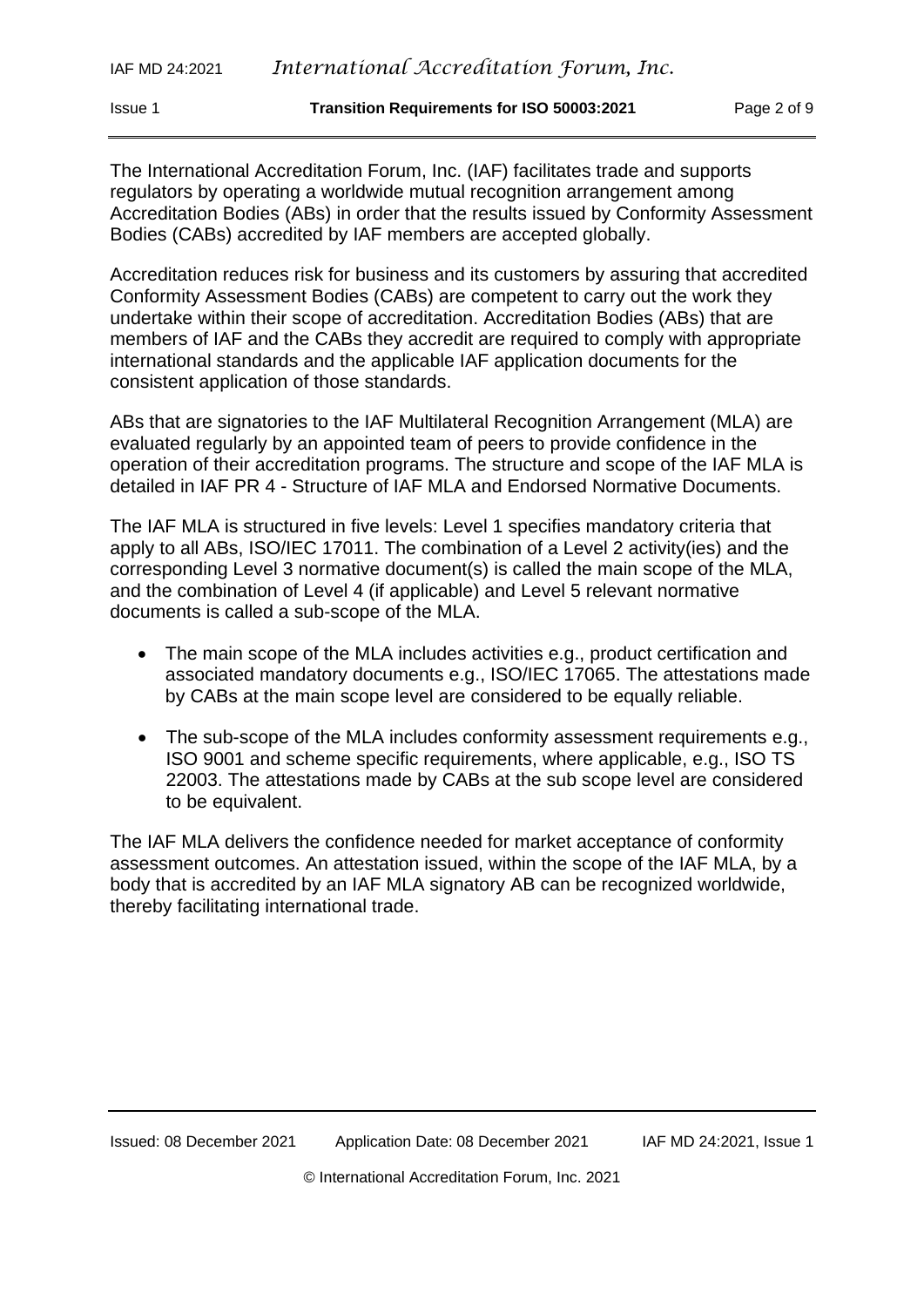The International Accreditation Forum, Inc. (IAF) facilitates trade and supports regulators by operating a worldwide mutual recognition arrangement among Accreditation Bodies (ABs) in order that the results issued by Conformity Assessment Bodies (CABs) accredited by IAF members are accepted globally.

Accreditation reduces risk for business and its customers by assuring that accredited Conformity Assessment Bodies (CABs) are competent to carry out the work they undertake within their scope of accreditation. Accreditation Bodies (ABs) that are members of IAF and the CABs they accredit are required to comply with appropriate international standards and the applicable IAF application documents for the consistent application of those standards.

ABs that are signatories to the IAF Multilateral Recognition Arrangement (MLA) are evaluated regularly by an appointed team of peers to provide confidence in the operation of their accreditation programs. The structure and scope of the IAF MLA is detailed in IAF PR 4 - Structure of IAF MLA and Endorsed Normative Documents.

The IAF MLA is structured in five levels: Level 1 specifies mandatory criteria that apply to all ABs, ISO/IEC 17011. The combination of a Level 2 activity(ies) and the corresponding Level 3 normative document(s) is called the main scope of the MLA, and the combination of Level 4 (if applicable) and Level 5 relevant normative documents is called a sub-scope of the MLA.

- The main scope of the MLA includes activities e.g., product certification and associated mandatory documents e.g., ISO/IEC 17065. The attestations made by CABs at the main scope level are considered to be equally reliable.
- The sub-scope of the MLA includes conformity assessment requirements e.g., ISO 9001 and scheme specific requirements, where applicable, e.g., ISO TS 22003. The attestations made by CABs at the sub scope level are considered to be equivalent.

The IAF MLA delivers the confidence needed for market acceptance of conformity assessment outcomes. An attestation issued, within the scope of the IAF MLA, by a body that is accredited by an IAF MLA signatory AB can be recognized worldwide, thereby facilitating international trade.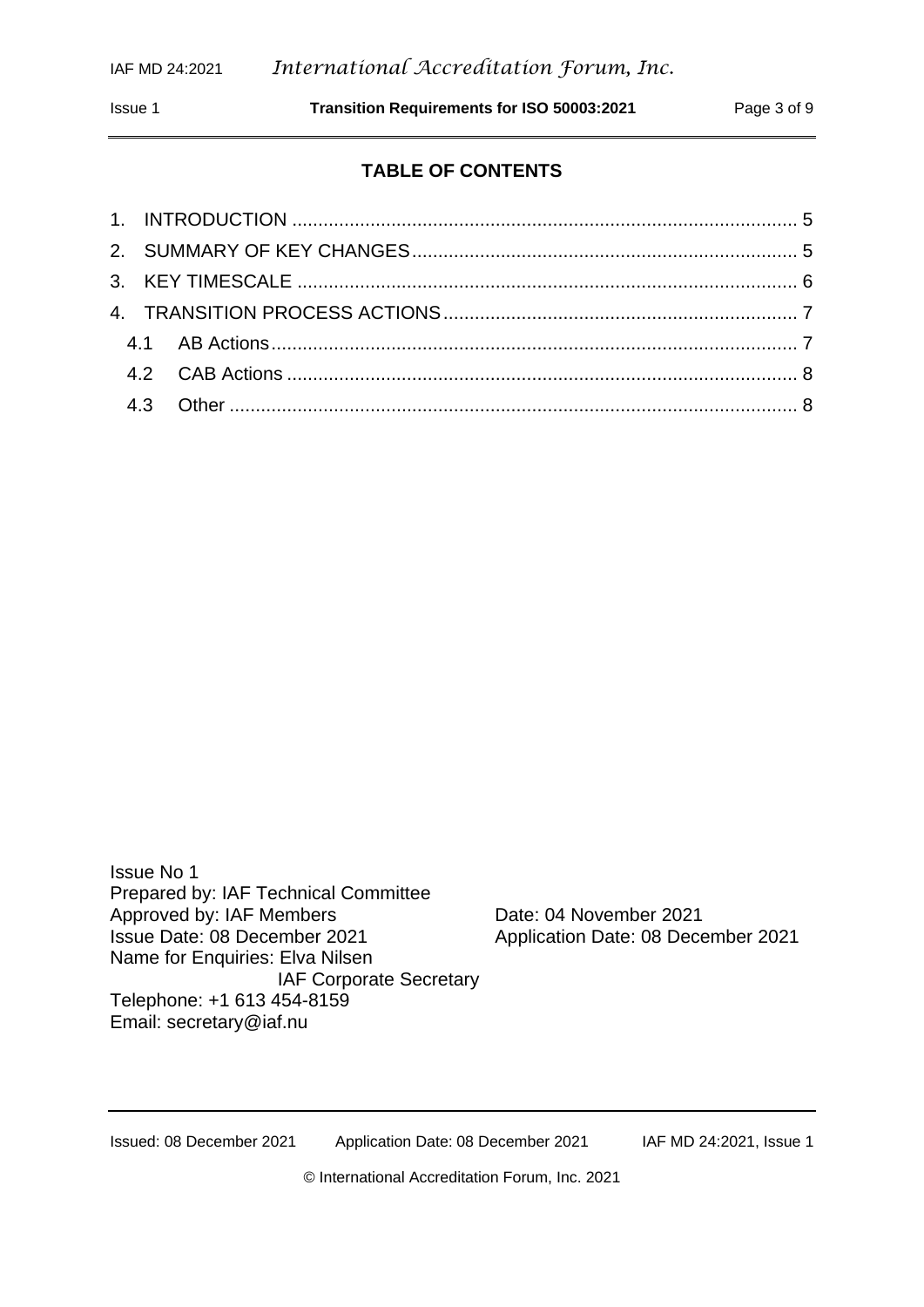**TABLE OF CONTENTS**

1. INTRODUCTION ........................................................................................ 5
2. SUMMARY OF KEY CHANGES ........................................................................ 5
3. KEY TIMESCALE ........................................................................................ 6
4. TRANSITION PROCESS ACTIONS ...................................................................... 7
   - 4.1 AB Actions ........................................................................................ 7
   - 4.2 CAB Actions ...................................................................................... 8
   - 4.3 Other ................................................................................................ 8

Issue No 1
Prepared by: IAF Technical Committee
Approved by: IAF Members — Date: 04 November 2021
Issue Date: 08 December 2021 — Application Date: 08 December 2021
Name for Enquiries: Elva Nilsen
IAF Corporate Secretary
Telephone: +1 613 454-8159
Email: secretary@iaf.nu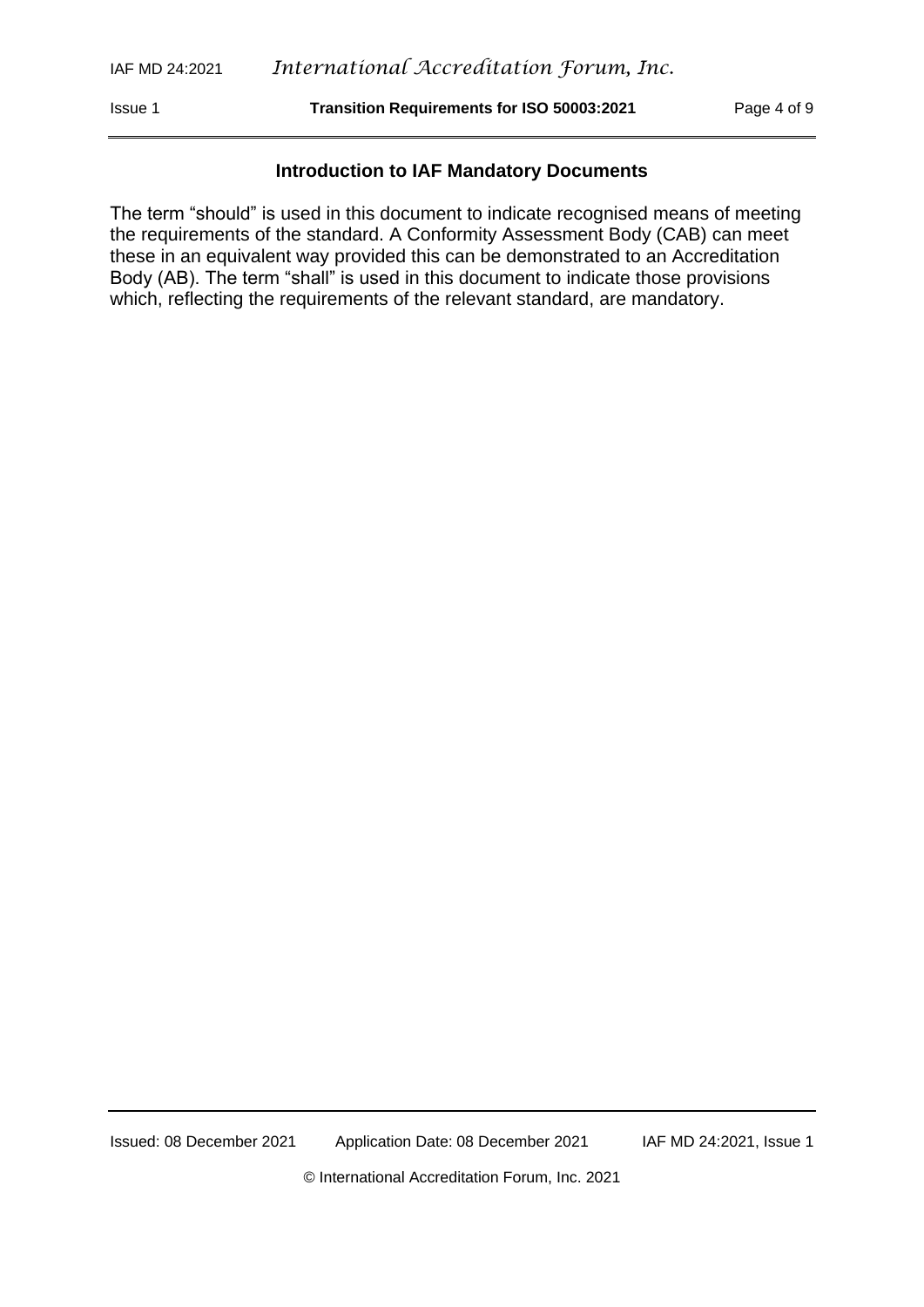## Introduction to IAF Mandatory Documents

The term "should" is used in this document to indicate recognised means of meeting the requirements of the standard. A Conformity Assessment Body (CAB) can meet these in an equivalent way provided this can be demonstrated to an Accreditation Body (AB). The term "shall" is used in this document to indicate those provisions which, reflecting the requirements of the relevant standard, are mandatory.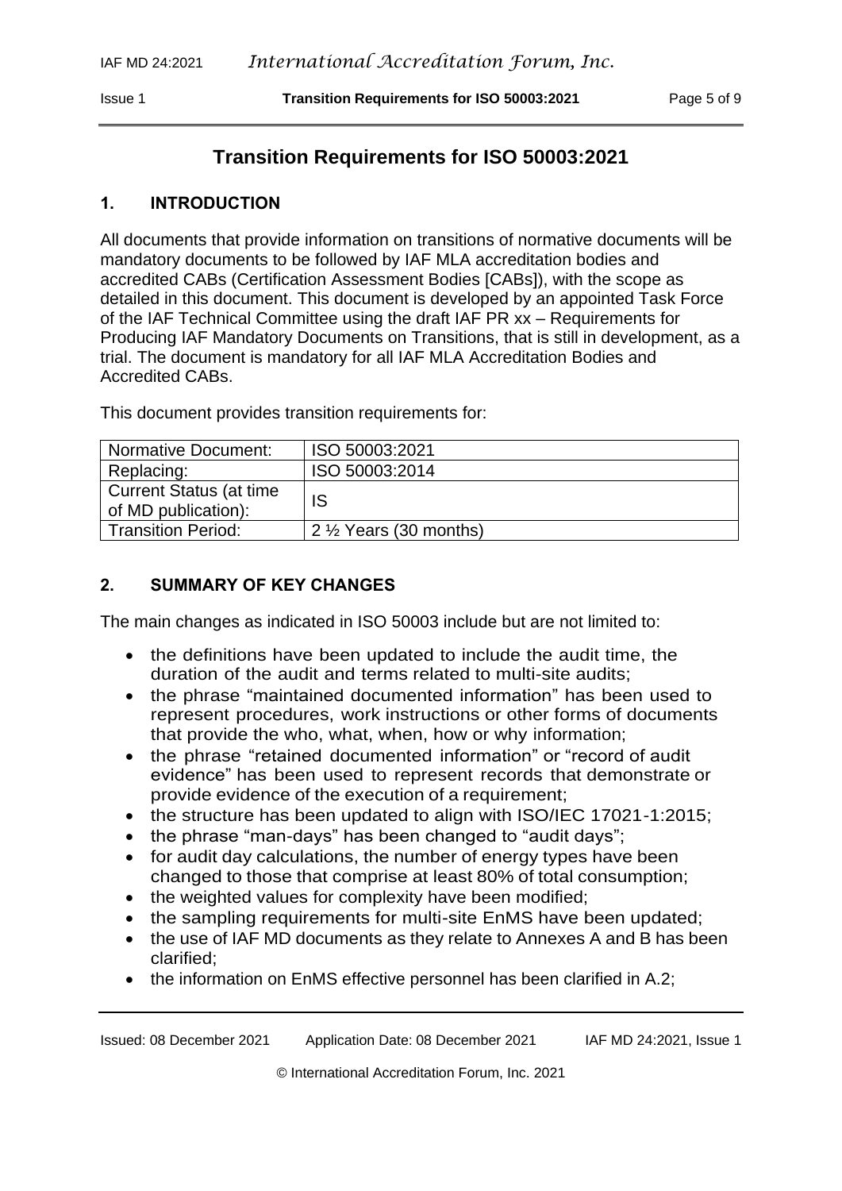# Transition Requirements for ISO 50003:2021

## 1. INTRODUCTION

All documents that provide information on transitions of normative documents will be mandatory documents to be followed by IAF MLA accreditation bodies and accredited CABs (Certification Assessment Bodies [CABs]), with the scope as detailed in this document. This document is developed by an appointed Task Force of the IAF Technical Committee using the draft IAF PR xx – Requirements for Producing IAF Mandatory Documents on Transitions, that is still in development, as a trial. The document is mandatory for all IAF MLA Accreditation Bodies and Accredited CABs.

This document provides transition requirements for:

| Normative Document: | ISO 50003:2021 |
|---|---|
| Replacing: | ISO 50003:2014 |
| Current Status (at time of MD publication): | IS |
| Transition Period: | 2 ½ Years (30 months) |

## 2. SUMMARY OF KEY CHANGES

The main changes as indicated in ISO 50003 include but are not limited to:

- the definitions have been updated to include the audit time, the duration of the audit and terms related to multi-site audits;
- the phrase "maintained documented information" has been used to represent procedures, work instructions or other forms of documents that provide the who, what, when, how or why information;
- the phrase "retained documented information" or "record of audit evidence" has been used to represent records that demonstrate or provide evidence of the execution of a requirement;
- the structure has been updated to align with ISO/IEC 17021-1:2015;
- the phrase "man-days" has been changed to "audit days";
- for audit day calculations, the number of energy types have been changed to those that comprise at least 80% of total consumption;
- the weighted values for complexity have been modified;
- the sampling requirements for multi-site EnMS have been updated;
- the use of IAF MD documents as they relate to Annexes A and B has been clarified;
- the information on EnMS effective personnel has been clarified in A.2;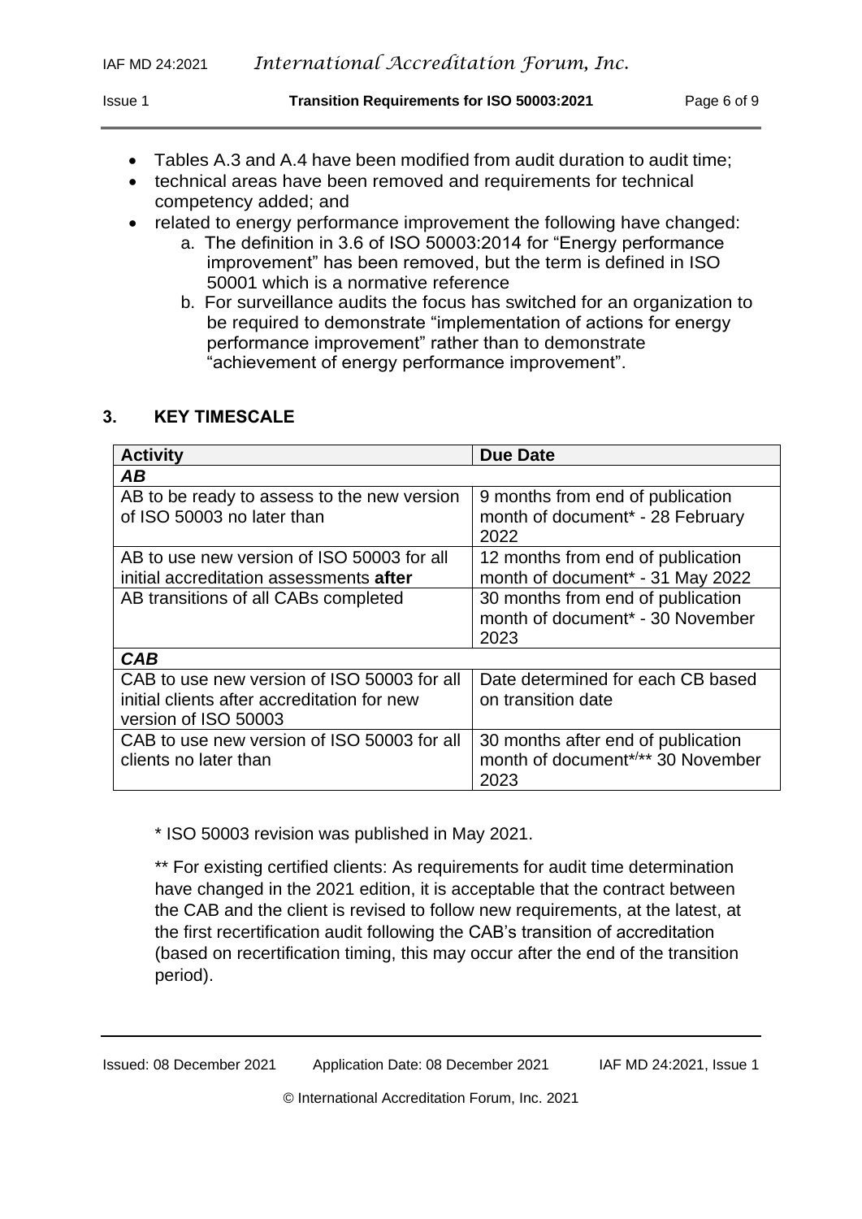- Tables A.3 and A.4 have been modified from audit duration to audit time;
- technical areas have been removed and requirements for technical competency added; and
- related to energy performance improvement the following have changed:
    a. The definition in 3.6 of ISO 50003:2014 for "Energy performance improvement" has been removed, but the term is defined in ISO 50001 which is a normative reference
    b. For surveillance audits the focus has switched for an organization to be required to demonstrate "implementation of actions for energy performance improvement" rather than to demonstrate "achievement of energy performance improvement".

## 3. KEY TIMESCALE

| Activity | Due Date |
|---|---|
| ***AB*** | |
| AB to be ready to assess to the new version of ISO 50003 no later than | 9 months from end of publication month of document* - 28 February 2022 |
| AB to use new version of ISO 50003 for all initial accreditation assessments **after** | 12 months from end of publication month of document* - 31 May 2022 |
| AB transitions of all CABs completed | 30 months from end of publication month of document* - 30 November 2023 |
| ***CAB*** | |
| CAB to use new version of ISO 50003 for all initial clients after accreditation for new version of ISO 50003 | Date determined for each CB based on transition date |
| CAB to use new version of ISO 50003 for all clients no later than | 30 months after end of publication month of document*/** 30 November 2023 |

\* ISO 50003 revision was published in May 2021.

** For existing certified clients: As requirements for audit time determination have changed in the 2021 edition, it is acceptable that the contract between the CAB and the client is revised to follow new requirements, at the latest, at the first recertification audit following the CAB's transition of accreditation (based on recertification timing, this may occur after the end of the transition period).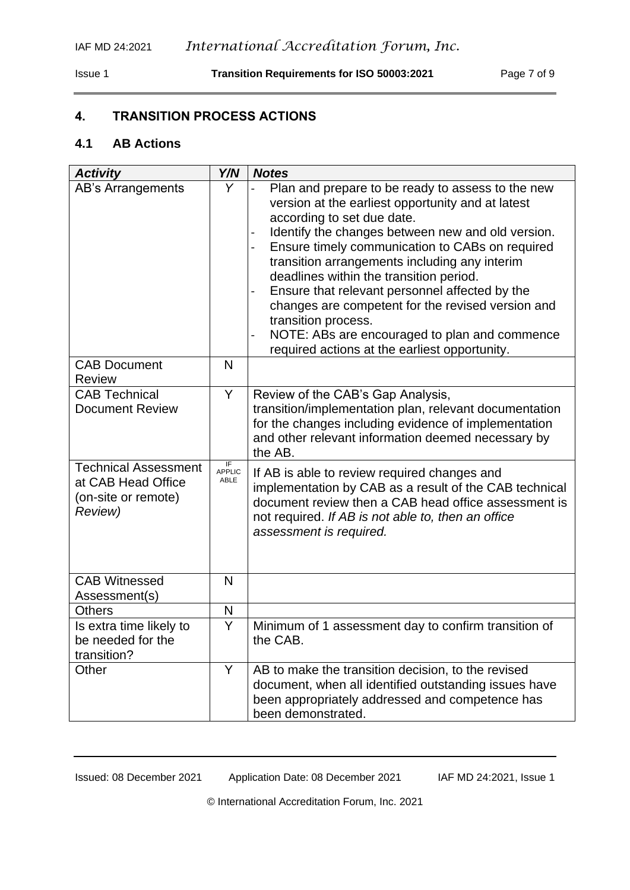## 4. TRANSITION PROCESS ACTIONS

### 4.1 AB Actions

| *Activity* | *Y/N* | *Notes* |
|---|---|---|
| AB's Arrangements | *Y* | - Plan and prepare to be ready to assess to the new version at the earliest opportunity and at latest according to set due date.<br>- Identify the changes between new and old version.<br>- Ensure timely communication to CABs on required transition arrangements including any interim deadlines within the transition period.<br>- Ensure that relevant personnel affected by the changes are competent for the revised version and transition process.<br>- NOTE: ABs are encouraged to plan and commence required actions at the earliest opportunity. |
| CAB Document Review | N | |
| CAB Technical Document Review | Y | Review of the CAB's Gap Analysis, transition/implementation plan, relevant documentation for the changes including evidence of implementation and other relevant information deemed necessary by the AB. |
| Technical Assessment at CAB Head Office (on-site or remote) *Review)* | IF APPLICABLE | If AB is able to review required changes and implementation by CAB as a result of the CAB technical document review then a CAB head office assessment is not required. *If AB is not able to, then an office assessment is required.* |
| CAB Witnessed Assessment(s) | N | |
| Others | N | |
| Is extra time likely to be needed for the transition? | Y | Minimum of 1 assessment day to confirm transition of the CAB. |
| Other | Y | AB to make the transition decision, to the revised document, when all identified outstanding issues have been appropriately addressed and competence has been demonstrated. |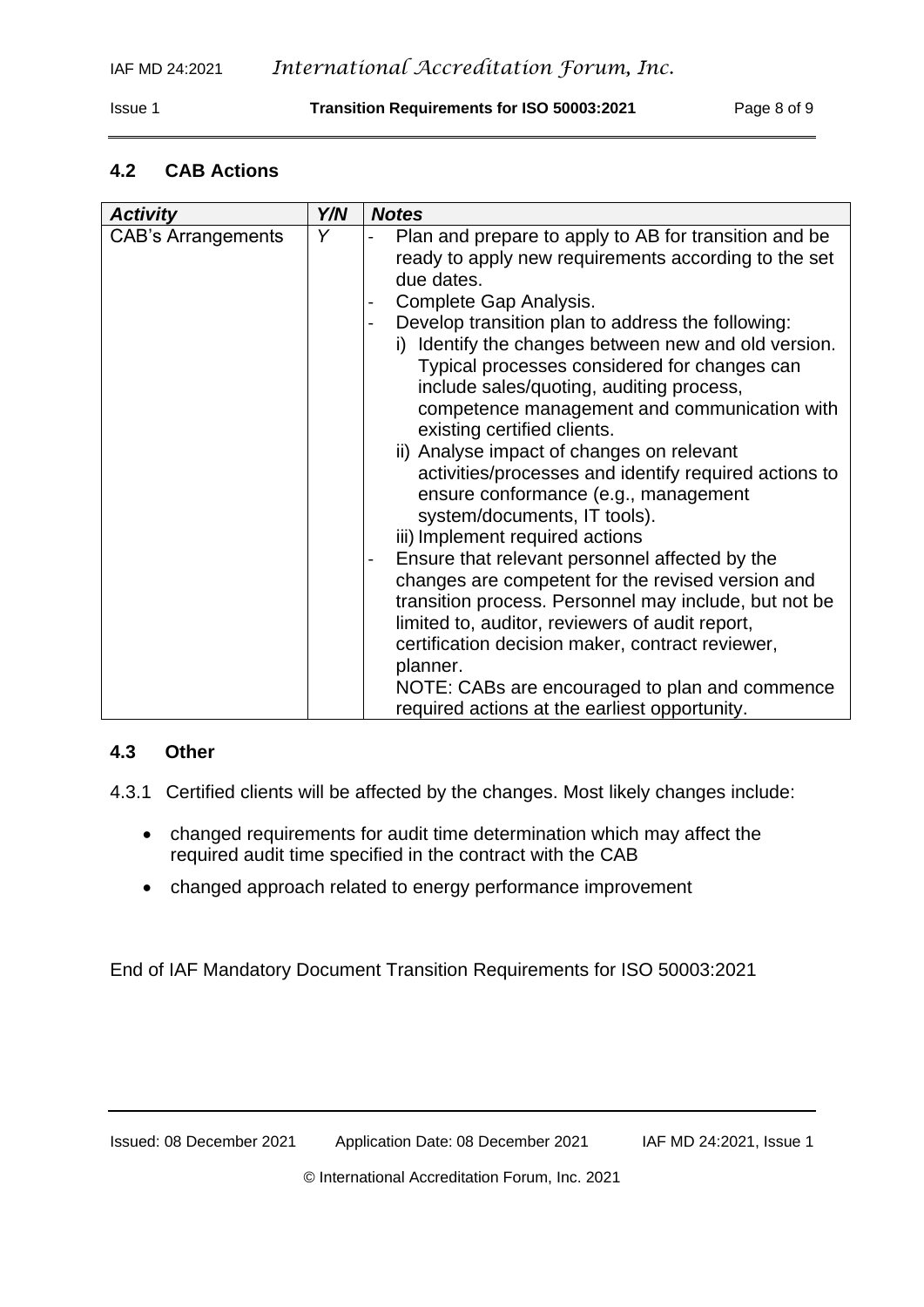## 4.2 CAB Actions

| *Activity* | *Y/N* | *Notes* |
|---|---|---|
| CAB's Arrangements | *Y* | - Plan and prepare to apply to AB for transition and be ready to apply new requirements according to the set due dates.<br>- Complete Gap Analysis.<br>- Develop transition plan to address the following:<br>i) Identify the changes between new and old version. Typical processes considered for changes can include sales/quoting, auditing process, competence management and communication with existing certified clients.<br>ii) Analyse impact of changes on relevant activities/processes and identify required actions to ensure conformance (e.g., management system/documents, IT tools).<br>iii) Implement required actions<br>- Ensure that relevant personnel affected by the changes are competent for the revised version and transition process. Personnel may include, but not be limited to, auditor, reviewers of audit report, certification decision maker, contract reviewer, planner.<br>NOTE: CABs are encouraged to plan and commence required actions at the earliest opportunity. |

## 4.3 Other

4.3.1 Certified clients will be affected by the changes. Most likely changes include:

- changed requirements for audit time determination which may affect the required audit time specified in the contract with the CAB
- changed approach related to energy performance improvement

End of IAF Mandatory Document Transition Requirements for ISO 50003:2021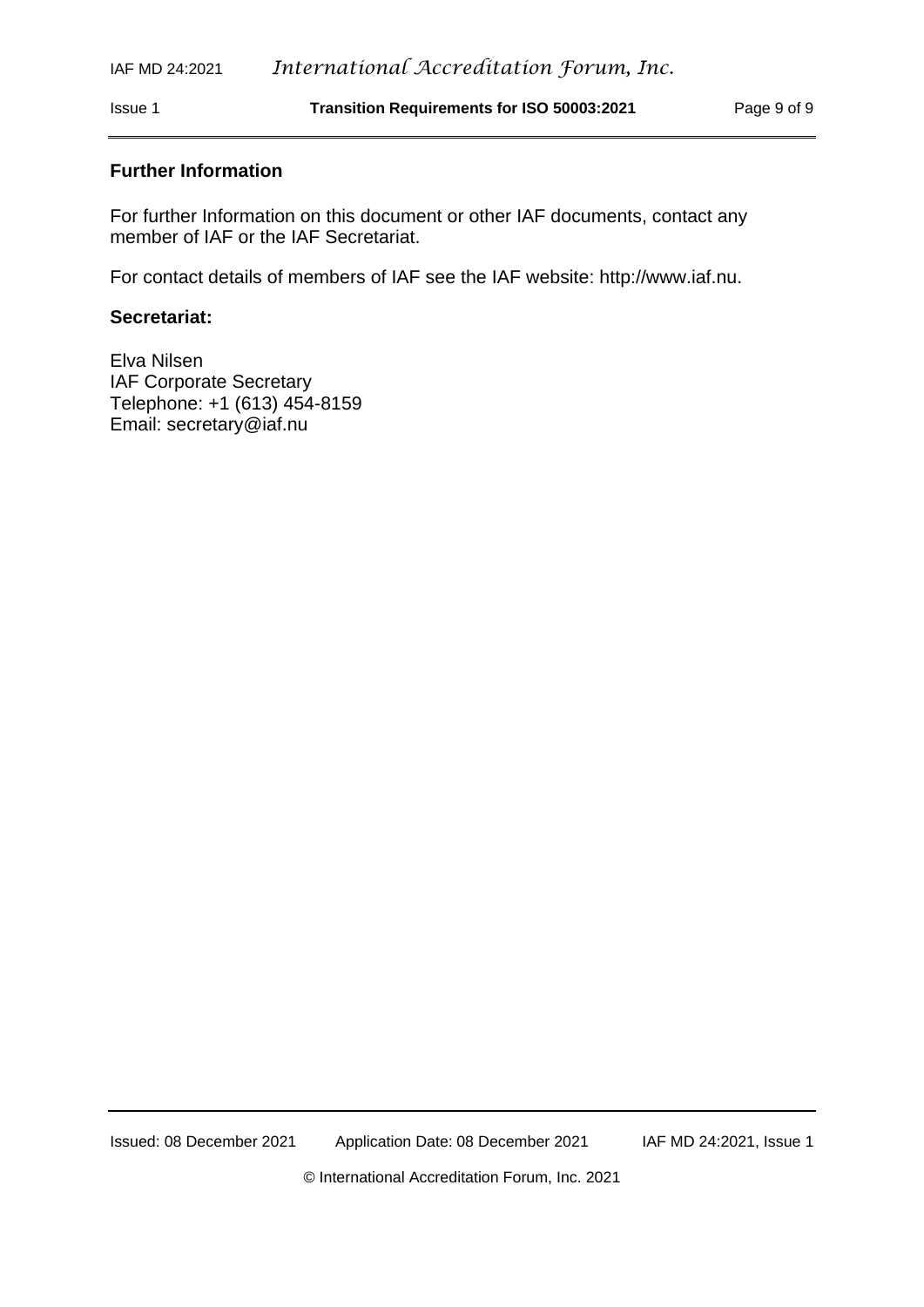## Further Information

For further Information on this document or other IAF documents, contact any member of IAF or the IAF Secretariat.

For contact details of members of IAF see the IAF website: http://www.iaf.nu.

## Secretariat:

Elva Nilsen
IAF Corporate Secretary
Telephone: +1 (613) 454-8159
Email: secretary@iaf.nu